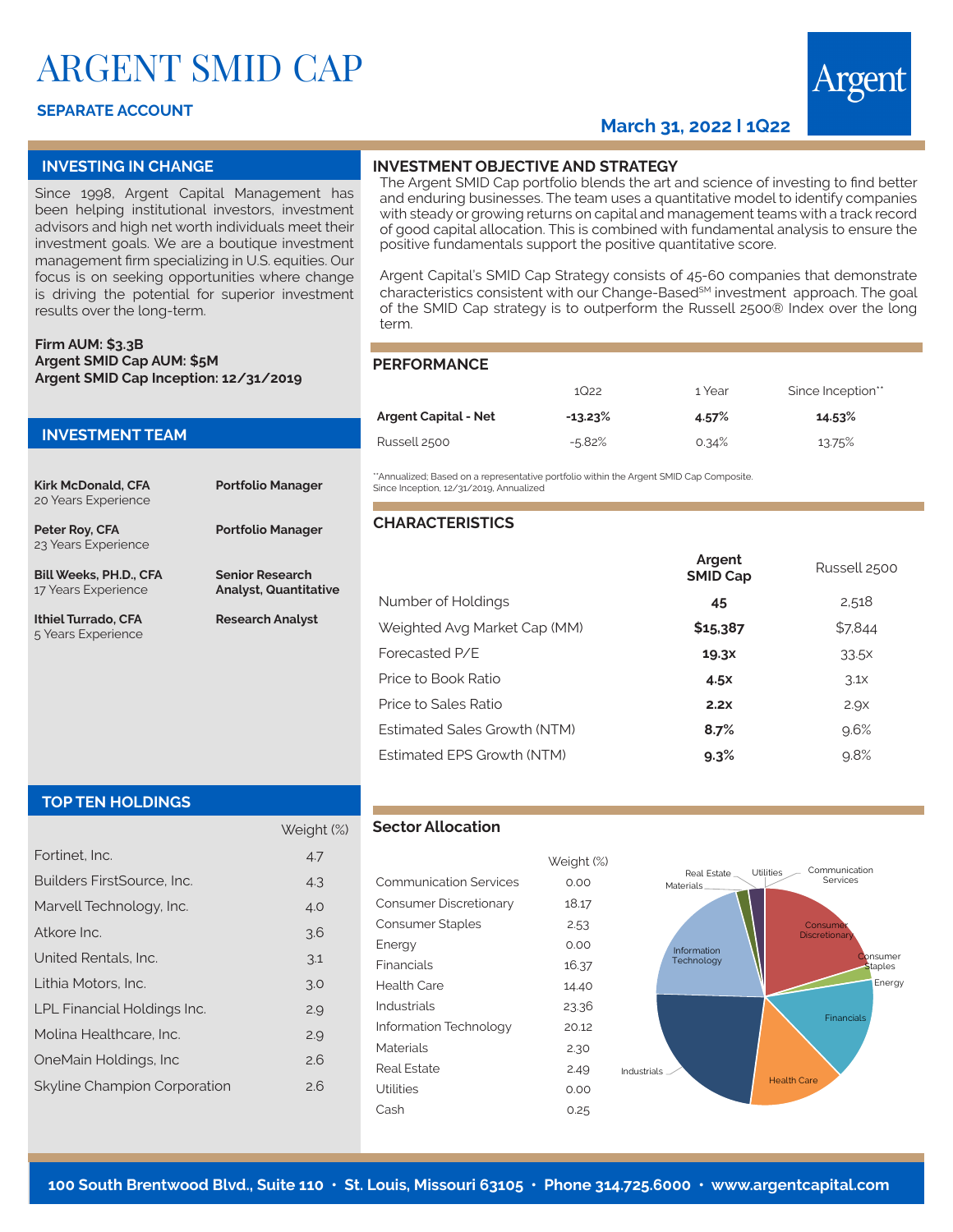# ARGENT SMID CAP

**SEPARATE ACCOUNT**

**March 31, 2022 I 1Q22**

## INVESTING IN CHANGE

Since 1998, Argent Capital Management has been helping institutional investors, investment advisors and high net worth individuals meet their investment goals. We are a boutique investment management firm specializing in U.S. equities. Our focus is on seeking opportunities where change is driving the potential for superior investment results over the long-term.

**Firm AUM: $3.3B**
**Argent SMID Cap AUM: $5M**
**Argent SMID Cap Inception: 12/31/2019**

## INVESTMENT TEAM

| | |
|---|---|
| **Kirk McDonald, CFA** 20 Years Experience | **Portfolio Manager** |
| **Peter Roy, CFA** 23 Years Experience | **Portfolio Manager** |
| **Bill Weeks, PH.D., CFA** 17 Years Experience | **Senior Research Analyst, Quantitative** |
| **Ithiel Turrado, CFA** 5 Years Experience | **Research Analyst** |

## INVESTMENT OBJECTIVE AND STRATEGY

The Argent SMID Cap portfolio blends the art and science of investing to find better and enduring businesses. The team uses a quantitative model to identify companies with steady or growing returns on capital and management teams with a track record of good capital allocation. This is combined with fundamental analysis to ensure the positive fundamentals support the positive quantitative score.

Argent Capital's SMID Cap Strategy consists of 45-60 companies that demonstrate characteristics consistent with our Change-Based[SM] investment approach. The goal of the SMID Cap strategy is to outperform the Russell 2500® Index over the long term.

## PERFORMANCE

| | 1Q22 | 1 Year | Since Inception** |
|---|---|---|---|
| **Argent Capital - Net** | **-13.23%** | **4.57%** | **14.53%** |
| Russell 2500 | -5.82% | 0.34% | 13.75% |

**Annualized; Based on a representative portfolio within the Argent SMID Cap Composite.
Since Inception, 12/31/2019, Annualized

## CHARACTERISTICS

| | Argent SMID Cap | Russell 2500 |
|---|---|---|
| Number of Holdings | **45** | 2,518 |
| Weighted Avg Market Cap (MM) | **$15,387** | $7,844 |
| Forecasted P/E | **19.3x** | 33.5x |
| Price to Book Ratio | **4.5x** | 3.1x |
| Price to Sales Ratio | **2.2x** | 2.9x |
| Estimated Sales Growth (NTM) | **8.7%** | 9.6% |
| Estimated EPS Growth (NTM) | **9.3%** | 9.8% |

## TOP TEN HOLDINGS

| | Weight (%) |
|---|---|
| Fortinet, Inc. | 4.7 |
| Builders FirstSource, Inc. | 4.3 |
| Marvell Technology, Inc. | 4.0 |
| Atkore Inc. | 3.6 |
| United Rentals, Inc. | 3.1 |
| Lithia Motors, Inc. | 3.0 |
| LPL Financial Holdings Inc. | 2.9 |
| Molina Healthcare, Inc. | 2.9 |
| OneMain Holdings, Inc | 2.6 |
| Skyline Champion Corporation | 2.6 |

## Sector Allocation

| | Weight (%) |
|---|---|
| Communication Services | 0.00 |
| Consumer Discretionary | 18.17 |
| Consumer Staples | 2.53 |
| Energy | 0.00 |
| Financials | 16.37 |
| Health Care | 14.40 |
| Industrials | 23.36 |
| Information Technology | 20.12 |
| Materials | 2.30 |
| Real Estate | 2.49 |
| Utilities | 0.00 |
| Cash | 0.25 |

100 South Brentwood Blvd., Suite 110 • St. Louis, Missouri 63105 • Phone 314.725.6000 • www.argentcapital.com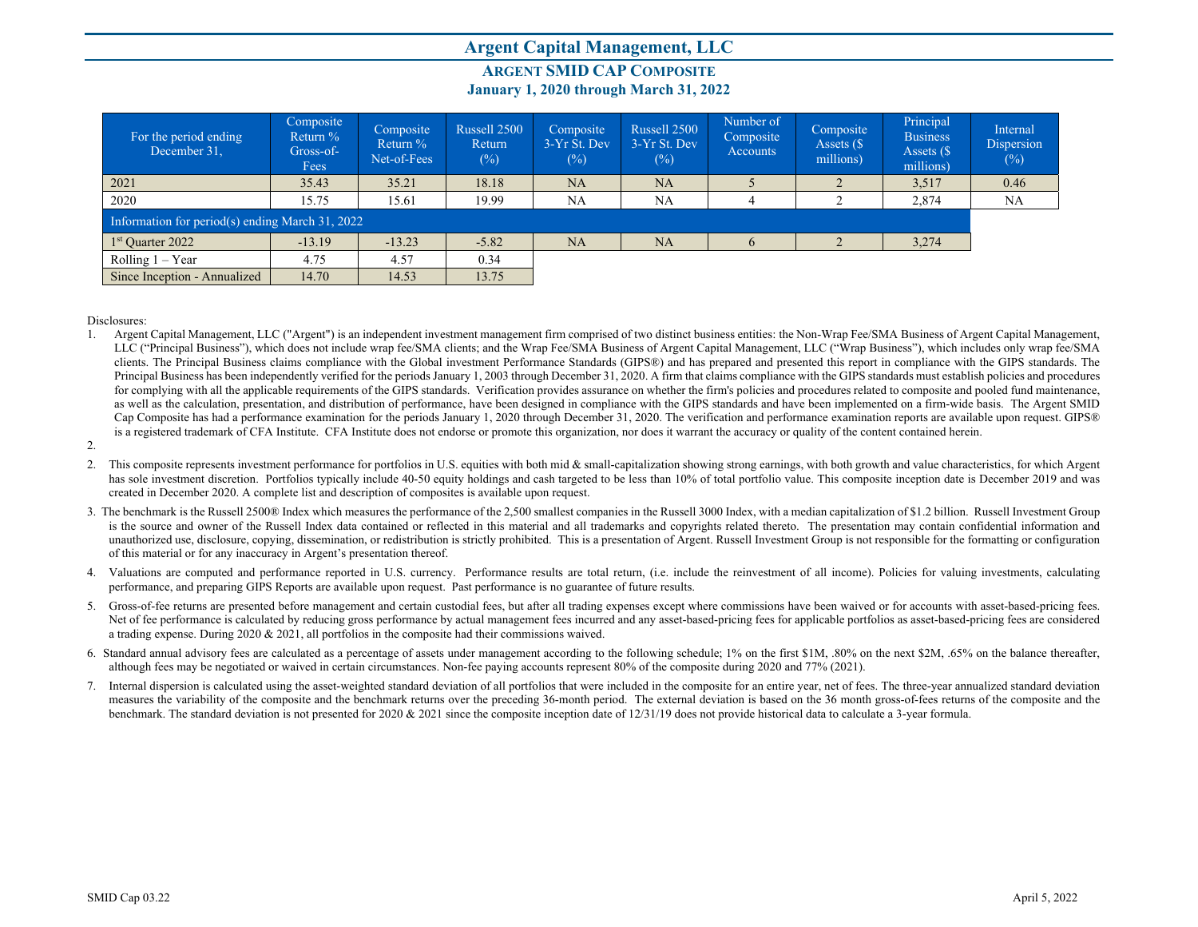# Argent Capital Management, LLC

## ARGENT SMID CAP COMPOSITE

### January 1, 2020 through March 31, 2022

| For the period ending December 31, | Composite Return % Gross-of-Fees | Composite Return % Net-of-Fees | Russell 2500 Return (%) | Composite 3-Yr St. Dev (%) | Russell 2500 3-Yr St. Dev (%) | Number of Composite Accounts | Composite Assets ($ millions) | Principal Business Assets ($ millions) | Internal Dispersion (%) |
|---|---|---|---|---|---|---|---|---|---|
| 2021 | 35.43 | 35.21 | 18.18 | NA | NA | 5 | 2 | 3,517 | 0.46 |
| 2020 | 15.75 | 15.61 | 19.99 | NA | NA | 4 | 2 | 2,874 | NA |
| Information for period(s) ending March 31, 2022 | | | | | | | | | |
| 1st Quarter 2022 | -13.19 | -13.23 | -5.82 | NA | NA | 6 | 2 | 3,274 | |
| Rolling 1 – Year | 4.75 | 4.57 | 0.34 | | | | | | |
| Since Inception - Annualized | 14.70 | 14.53 | 13.75 | | | | | | |

Disclosures:

1. Argent Capital Management, LLC ("Argent") is an independent investment management firm comprised of two distinct business entities: the Non-Wrap Fee/SMA Business of Argent Capital Management, LLC ("Principal Business"), which does not include wrap fee/SMA clients; and the Wrap Fee/SMA Business of Argent Capital Management, LLC ("Wrap Business"), which includes only wrap fee/SMA clients. The Principal Business claims compliance with the Global investment Performance Standards (GIPS®) and has prepared and presented this report in compliance with the GIPS standards. The Principal Business has been independently verified for the periods January 1, 2003 through December 31, 2020. A firm that claims compliance with the GIPS standards must establish policies and procedures for complying with all the applicable requirements of the GIPS standards. Verification provides assurance on whether the firm's policies and procedures related to composite and pooled fund maintenance, as well as the calculation, presentation, and distribution of performance, have been designed in compliance with the GIPS standards and have been implemented on a firm-wide basis. The Argent SMID Cap Composite has had a performance examination for the periods January 1, 2020 through December 31, 2020. The verification and performance examination reports are available upon request. GIPS® is a registered trademark of CFA Institute. CFA Institute does not endorse or promote this organization, nor does it warrant the accuracy or quality of the content contained herein.

2.

2. This composite represents investment performance for portfolios in U.S. equities with both mid & small-capitalization showing strong earnings, with both growth and value characteristics, for which Argent has sole investment discretion. Portfolios typically include 40-50 equity holdings and cash targeted to be less than 10% of total portfolio value. This composite inception date is December 2019 and was created in December 2020. A complete list and description of composites is available upon request.

3. The benchmark is the Russell 2500® Index which measures the performance of the 2,500 smallest companies in the Russell 3000 Index, with a median capitalization of $1.2 billion. Russell Investment Group is the source and owner of the Russell Index data contained or reflected in this material and all trademarks and copyrights related thereto. The presentation may contain confidential information and unauthorized use, disclosure, copying, dissemination, or redistribution is strictly prohibited. This is a presentation of Argent. Russell Investment Group is not responsible for the formatting or configuration of this material or for any inaccuracy in Argent's presentation thereof.

4. Valuations are computed and performance reported in U.S. currency. Performance results are total return, (i.e. include the reinvestment of all income). Policies for valuing investments, calculating performance, and preparing GIPS Reports are available upon request. Past performance is no guarantee of future results.

5. Gross-of-fee returns are presented before management and certain custodial fees, but after all trading expenses except where commissions have been waived or for accounts with asset-based-pricing fees. Net of fee performance is calculated by reducing gross performance by actual management fees incurred and any asset-based-pricing fees for applicable portfolios as asset-based-pricing fees are considered a trading expense. During 2020 & 2021, all portfolios in the composite had their commissions waived.

6. Standard annual advisory fees are calculated as a percentage of assets under management according to the following schedule; 1% on the first $1M, .80% on the next $2M, .65% on the balance thereafter, although fees may be negotiated or waived in certain circumstances. Non-fee paying accounts represent 80% of the composite during 2020 and 77% (2021).

7. Internal dispersion is calculated using the asset-weighted standard deviation of all portfolios that were included in the composite for an entire year, net of fees. The three-year annualized standard deviation measures the variability of the composite and the benchmark returns over the preceding 36-month period. The external deviation is based on the 36 month gross-of-fees returns of the composite and the benchmark. The standard deviation is not presented for 2020 & 2021 since the composite inception date of 12/31/19 does not provide historical data to calculate a 3-year formula.

SMID Cap 03.22

April 5, 2022